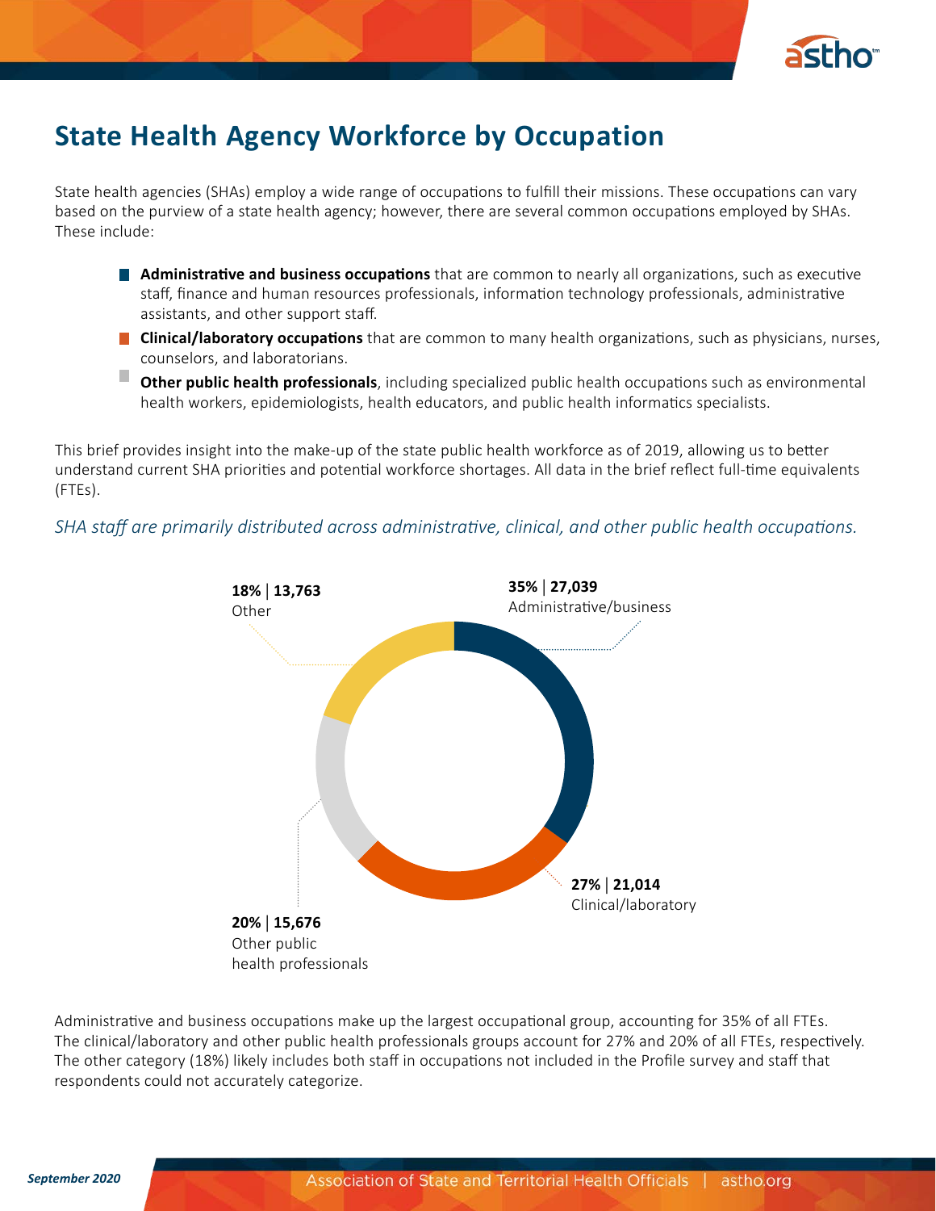# State Health Agency Workforce by Occupation

State health agencies (SHAs) employ a wide range of occupations to fulfill their missions. These occupations can vary based on the purview of a state health agency; however, there are several common occupations employed by SHAs. These include:

- **Administrative and business occupations** that are common to nearly all organizations, such as executive staff, finance and human resources professionals, information technology professionals, administrative assistants, and other support staff.
- **Clinical/laboratory occupations** that are common to many health organizations, such as physicians, nurses, counselors, and laboratorians.
- **Other public health professionals**, including specialized public health occupations such as environmental health workers, epidemiologists, health educators, and public health informatics specialists.

This brief provides insight into the make-up of the state public health workforce as of 2019, allowing us to better understand current SHA priorities and potential workforce shortages. All data in the brief reflect full-time equivalents (FTEs).

*SHA staff are primarily distributed across administrative, clinical, and other public health occupations.*

**35%** | **27,039**
Administrative/business

**27%** | **21,014**
Clinical/laboratory

**20%** | **15,676**
Other public health professionals

**18%** | **13,763**
Other

Administrative and business occupations make up the largest occupational group, accounting for 35% of all FTEs. The clinical/laboratory and other public health professionals groups account for 27% and 20% of all FTEs, respectively. The other category (18%) likely includes both staff in occupations not included in the Profile survey and staff that respondents could not accurately categorize.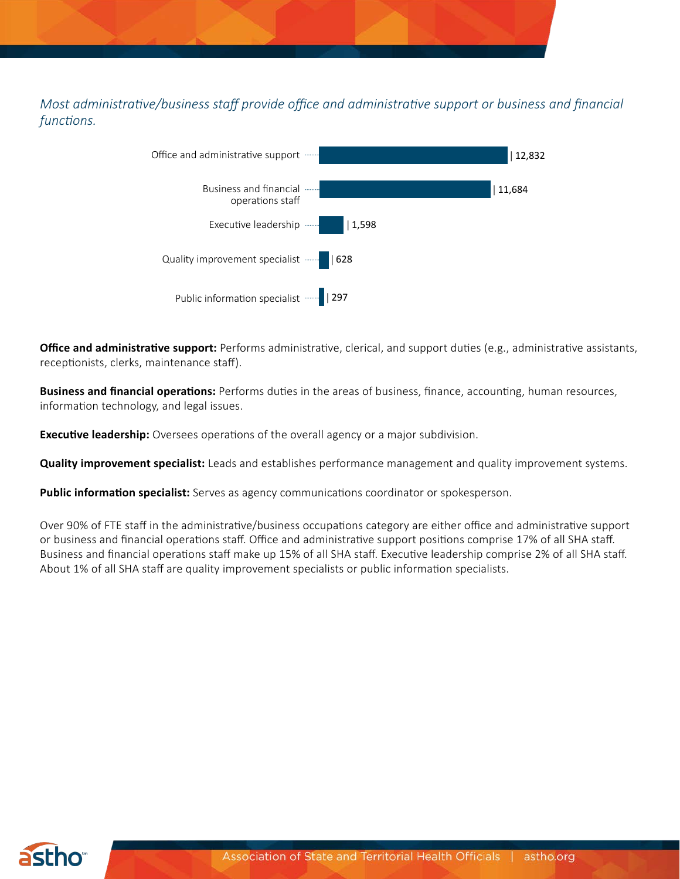*Most administrative/business staff provide office and administrative support or business and financial functions.*

| Occupation | FTE staff |
| --- | --- |
| Office and administrative support | 12,832 |
| Business and financial operations staff | 11,684 |
| Executive leadership | 1,598 |
| Quality improvement specialist | 628 |
| Public information specialist | 297 |

**Office and administrative support:** Performs administrative, clerical, and support duties (e.g., administrative assistants, receptionists, clerks, maintenance staff).

**Business and financial operations:** Performs duties in the areas of business, finance, accounting, human resources, information technology, and legal issues.

**Executive leadership:** Oversees operations of the overall agency or a major subdivision.

**Quality improvement specialist:** Leads and establishes performance management and quality improvement systems.

**Public information specialist:** Serves as agency communications coordinator or spokesperson.

Over 90% of FTE staff in the administrative/business occupations category are either office and administrative support or business and financial operations staff. Office and administrative support positions comprise 17% of all SHA staff. Business and financial operations staff make up 15% of all SHA staff. Executive leadership comprise 2% of all SHA staff. About 1% of all SHA staff are quality improvement specialists or public information specialists.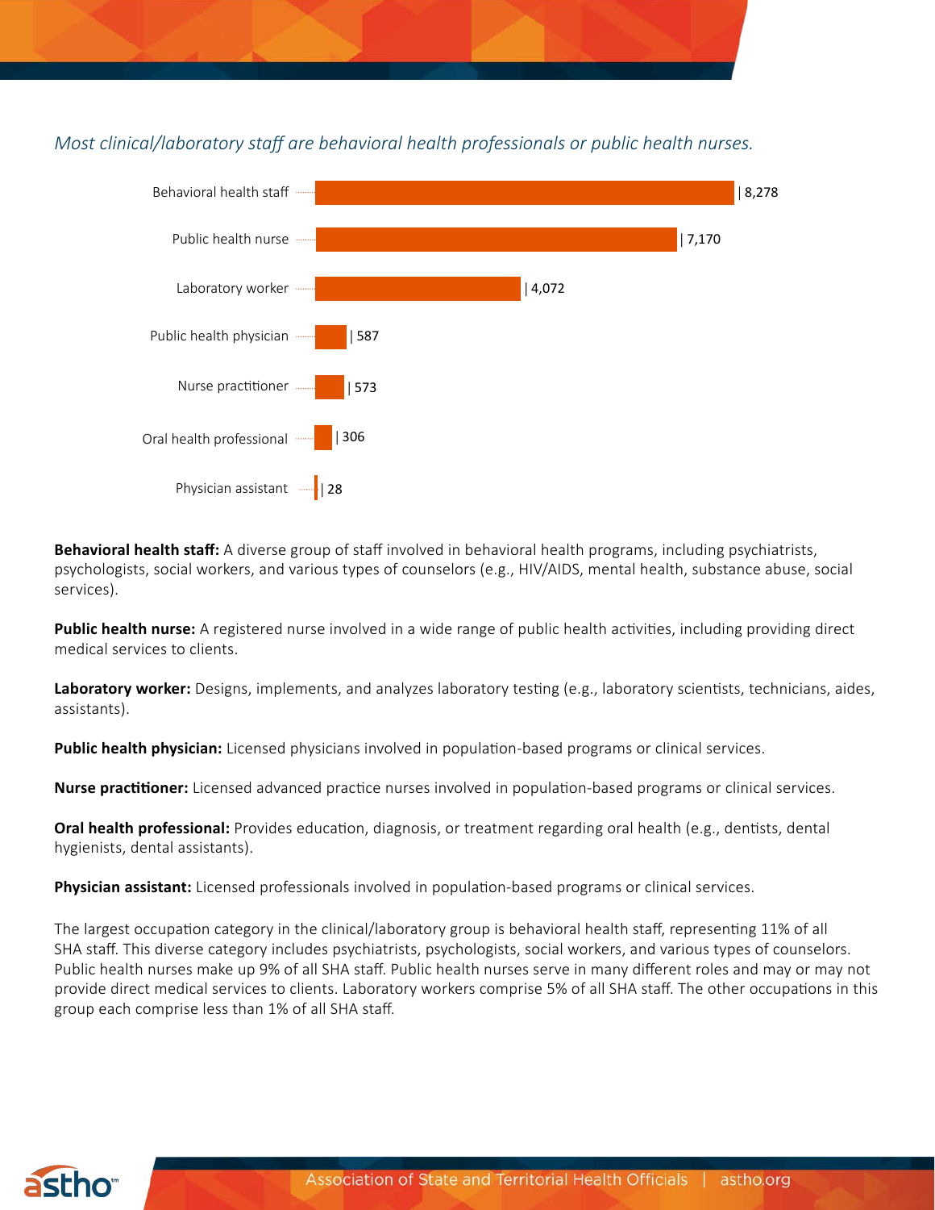*Most clinical/laboratory staff are behavioral health professionals or public health nurses.*

| Occupation | Count |
|---|---|
| Behavioral health staff | 8,278 |
| Public health nurse | 7,170 |
| Laboratory worker | 4,072 |
| Public health physician | 587 |
| Nurse practitioner | 573 |
| Oral health professional | 306 |
| Physician assistant | 28 |

**Behavioral health staff:** A diverse group of staff involved in behavioral health programs, including psychiatrists, psychologists, social workers, and various types of counselors (e.g., HIV/AIDS, mental health, substance abuse, social services).

**Public health nurse:** A registered nurse involved in a wide range of public health activities, including providing direct medical services to clients.

**Laboratory worker:** Designs, implements, and analyzes laboratory testing (e.g., laboratory scientists, technicians, aides, assistants).

**Public health physician:** Licensed physicians involved in population-based programs or clinical services.

**Nurse practitioner:** Licensed advanced practice nurses involved in population-based programs or clinical services.

**Oral health professional:** Provides education, diagnosis, or treatment regarding oral health (e.g., dentists, dental hygienists, dental assistants).

**Physician assistant:** Licensed professionals involved in population-based programs or clinical services.

The largest occupation category in the clinical/laboratory group is behavioral health staff, representing 11% of all SHA staff. This diverse category includes psychiatrists, psychologists, social workers, and various types of counselors. Public health nurses make up 9% of all SHA staff. Public health nurses serve in many different roles and may or may not provide direct medical services to clients. Laboratory workers comprise 5% of all SHA staff. The other occupations in this group each comprise less than 1% of all SHA staff.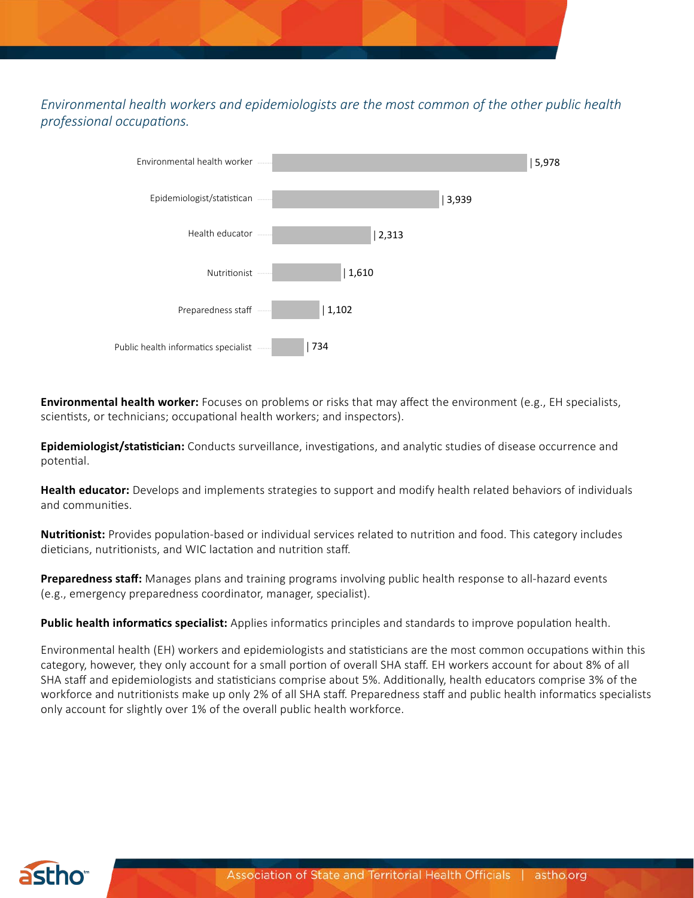*Environmental health workers and epidemiologists are the most common of the other public health professional occupations.*

| Occupation | Count |
| --- | --- |
| Environmental health worker | 5,978 |
| Epidemiologist/statistican | 3,939 |
| Health educator | 2,313 |
| Nutritionist | 1,610 |
| Preparedness staff | 1,102 |
| Public health informatics specialist | 734 |

**Environmental health worker:** Focuses on problems or risks that may affect the environment (e.g., EH specialists, scientists, or technicians; occupational health workers; and inspectors).

**Epidemiologist/statistician:** Conducts surveillance, investigations, and analytic studies of disease occurrence and potential.

**Health educator:** Develops and implements strategies to support and modify health related behaviors of individuals and communities.

**Nutritionist:** Provides population-based or individual services related to nutrition and food. This category includes dieticians, nutritionists, and WIC lactation and nutrition staff.

**Preparedness staff:** Manages plans and training programs involving public health response to all-hazard events (e.g., emergency preparedness coordinator, manager, specialist).

**Public health informatics specialist:** Applies informatics principles and standards to improve population health.

Environmental health (EH) workers and epidemiologists and statisticians are the most common occupations within this category, however, they only account for a small portion of overall SHA staff. EH workers account for about 8% of all SHA staff and epidemiologists and statisticians comprise about 5%. Additionally, health educators comprise 3% of the workforce and nutritionists make up only 2% of all SHA staff. Preparedness staff and public health informatics specialists only account for slightly over 1% of the overall public health workforce.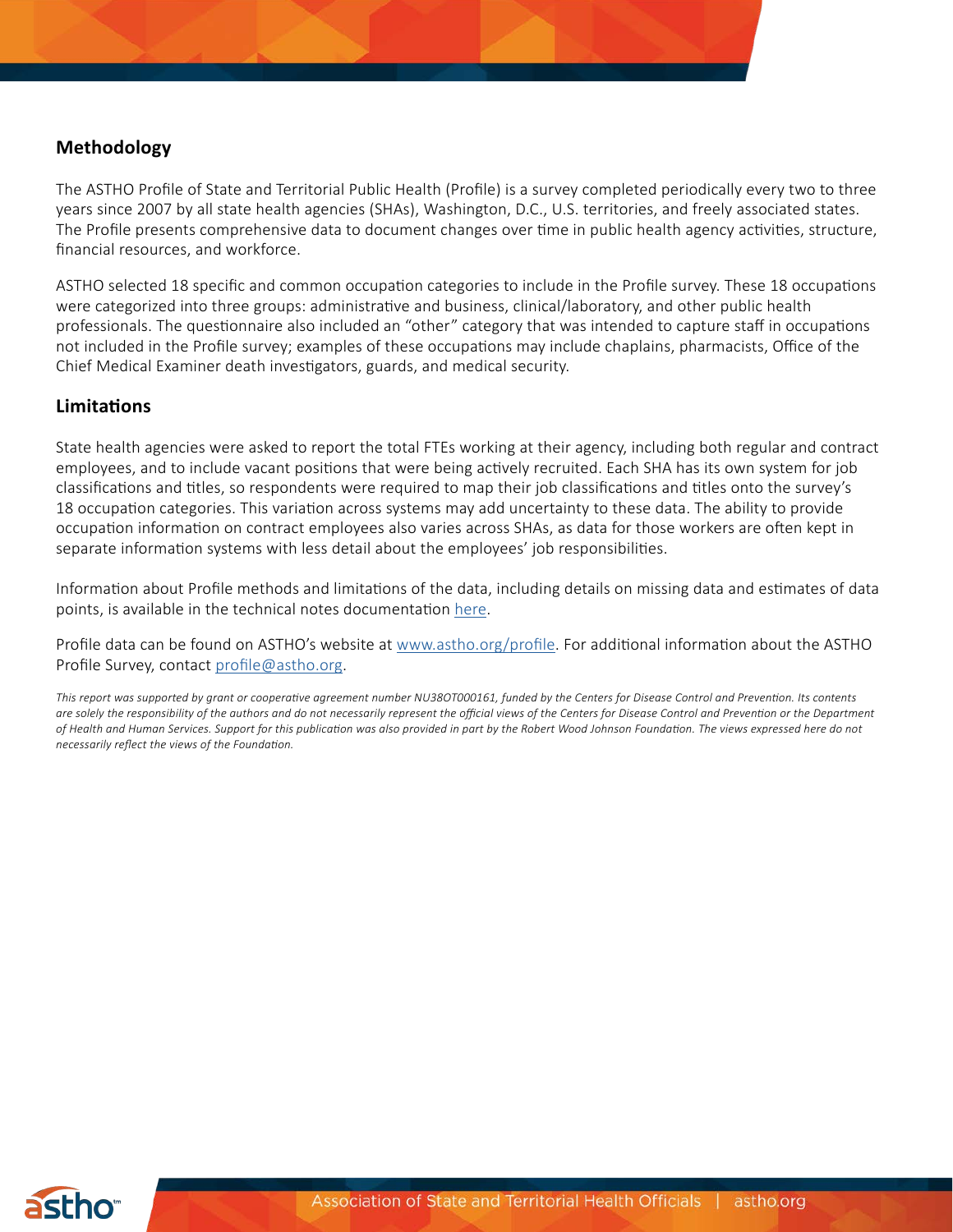## Methodology

The ASTHO Profile of State and Territorial Public Health (Profile) is a survey completed periodically every two to three years since 2007 by all state health agencies (SHAs), Washington, D.C., U.S. territories, and freely associated states. The Profile presents comprehensive data to document changes over time in public health agency activities, structure, financial resources, and workforce.

ASTHO selected 18 specific and common occupation categories to include in the Profile survey. These 18 occupations were categorized into three groups: administrative and business, clinical/laboratory, and other public health professionals. The questionnaire also included an "other" category that was intended to capture staff in occupations not included in the Profile survey; examples of these occupations may include chaplains, pharmacists, Office of the Chief Medical Examiner death investigators, guards, and medical security.

## Limitations

State health agencies were asked to report the total FTEs working at their agency, including both regular and contract employees, and to include vacant positions that were being actively recruited. Each SHA has its own system for job classifications and titles, so respondents were required to map their job classifications and titles onto the survey's 18 occupation categories. This variation across systems may add uncertainty to these data. The ability to provide occupation information on contract employees also varies across SHAs, as data for those workers are often kept in separate information systems with less detail about the employees' job responsibilities.

Information about Profile methods and limitations of the data, including details on missing data and estimates of data points, is available in the technical notes documentation here.

Profile data can be found on ASTHO's website at www.astho.org/profile. For additional information about the ASTHO Profile Survey, contact profile@astho.org.

*This report was supported by grant or cooperative agreement number NU38OT000161, funded by the Centers for Disease Control and Prevention. Its contents are solely the responsibility of the authors and do not necessarily represent the official views of the Centers for Disease Control and Prevention or the Department of Health and Human Services. Support for this publication was also provided in part by the Robert Wood Johnson Foundation. The views expressed here do not necessarily reflect the views of the Foundation.*